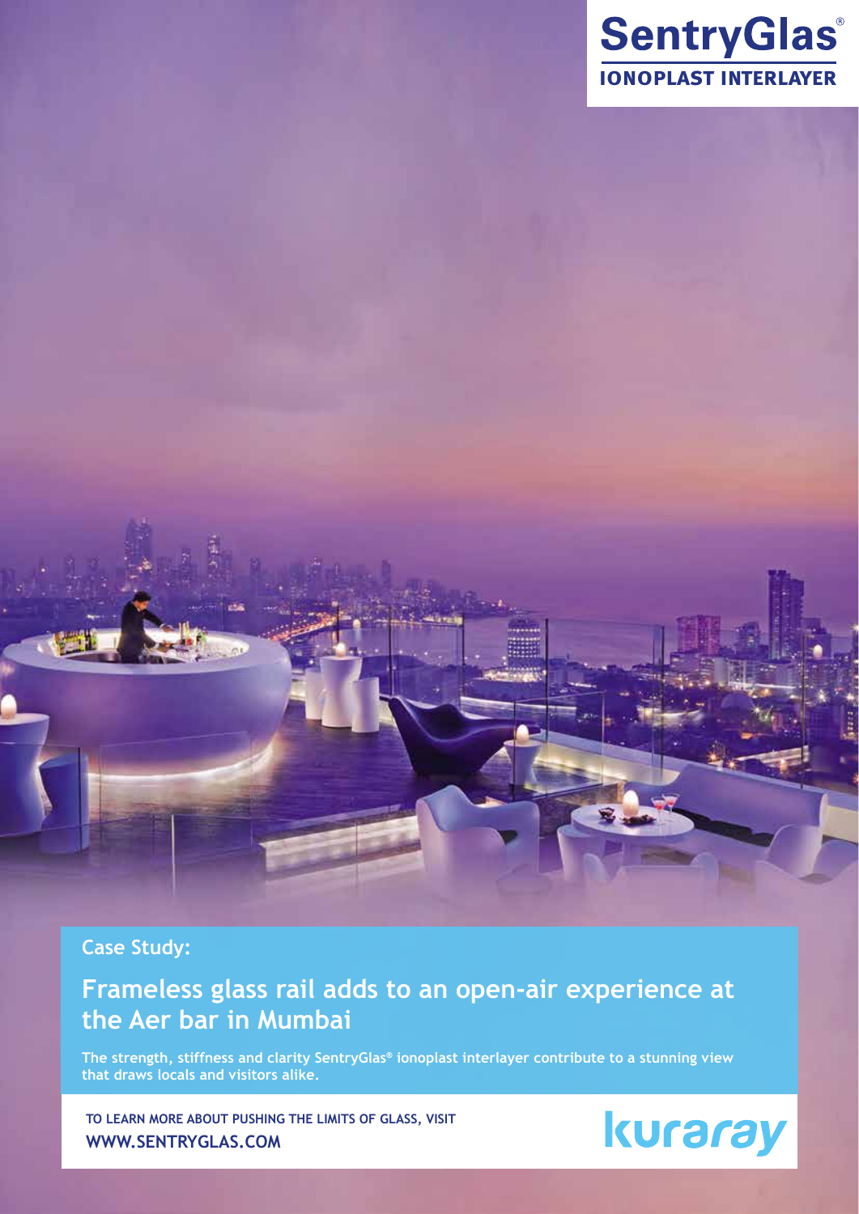SentryGlas®
IONOPLAST INTERLAYER

Case Study:

# Frameless glass rail adds to an open-air experience at the Aer bar in Mumbai

**The strength, stiffness and clarity SentryGlas® ionoplast interlayer contribute to a stunning view that draws locals and visitors alike.**

TO LEARN MORE ABOUT PUSHING THE LIMITS OF GLASS, VISIT
**WWW.SENTRYGLAS.COM**

kuraray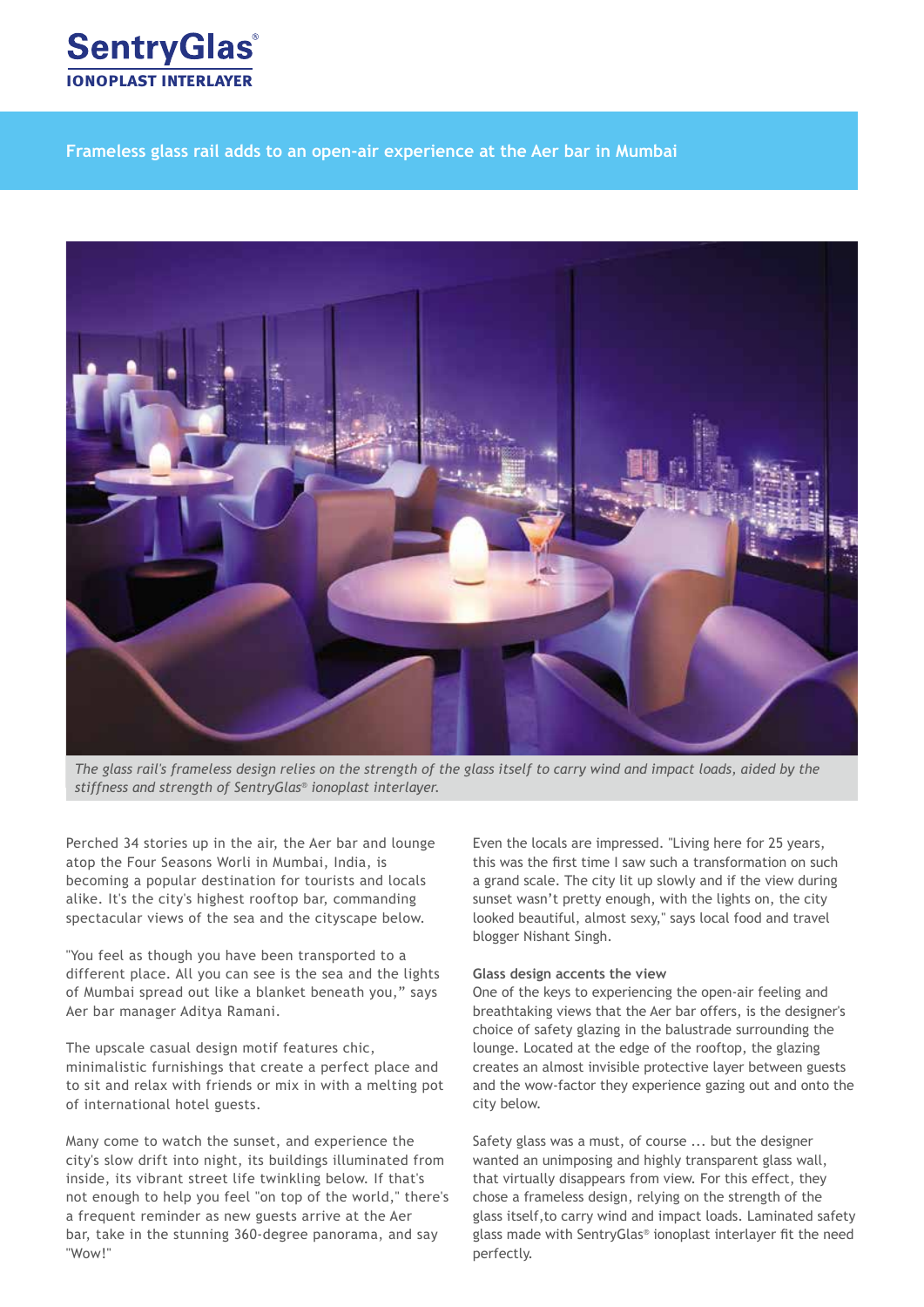**SentryGlas®**
**IONOPLAST INTERLAYER**

## Frameless glass rail adds to an open-air experience at the Aer bar in Mumbai

*The glass rail's frameless design relies on the strength of the glass itself to carry wind and impact loads, aided by the stiffness and strength of SentryGlas® ionoplast interlayer.*

Perched 34 stories up in the air, the Aer bar and lounge atop the Four Seasons Worli in Mumbai, India, is becoming a popular destination for tourists and locals alike. It's the city's highest rooftop bar, commanding spectacular views of the sea and the cityscape below.

"You feel as though you have been transported to a different place. All you can see is the sea and the lights of Mumbai spread out like a blanket beneath you," says Aer bar manager Aditya Ramani.

The upscale casual design motif features chic, minimalistic furnishings that create a perfect place and to sit and relax with friends or mix in with a melting pot of international hotel guests.

Many come to watch the sunset, and experience the city's slow drift into night, its buildings illuminated from inside, its vibrant street life twinkling below. If that's not enough to help you feel "on top of the world," there's a frequent reminder as new guests arrive at the Aer bar, take in the stunning 360-degree panorama, and say "Wow!"

Even the locals are impressed. "Living here for 25 years, this was the first time I saw such a transformation on such a grand scale. The city lit up slowly and if the view during sunset wasn't pretty enough, with the lights on, the city looked beautiful, almost sexy," says local food and travel blogger Nishant Singh.

### Glass design accents the view

One of the keys to experiencing the open-air feeling and breathtaking views that the Aer bar offers, is the designer's choice of safety glazing in the balustrade surrounding the lounge. Located at the edge of the rooftop, the glazing creates an almost invisible protective layer between guests and the wow-factor they experience gazing out and onto the city below.

Safety glass was a must, of course ... but the designer wanted an unimposing and highly transparent glass wall, that virtually disappears from view. For this effect, they chose a frameless design, relying on the strength of the glass itself,to carry wind and impact loads. Laminated safety glass made with SentryGlas® ionoplast interlayer fit the need perfectly.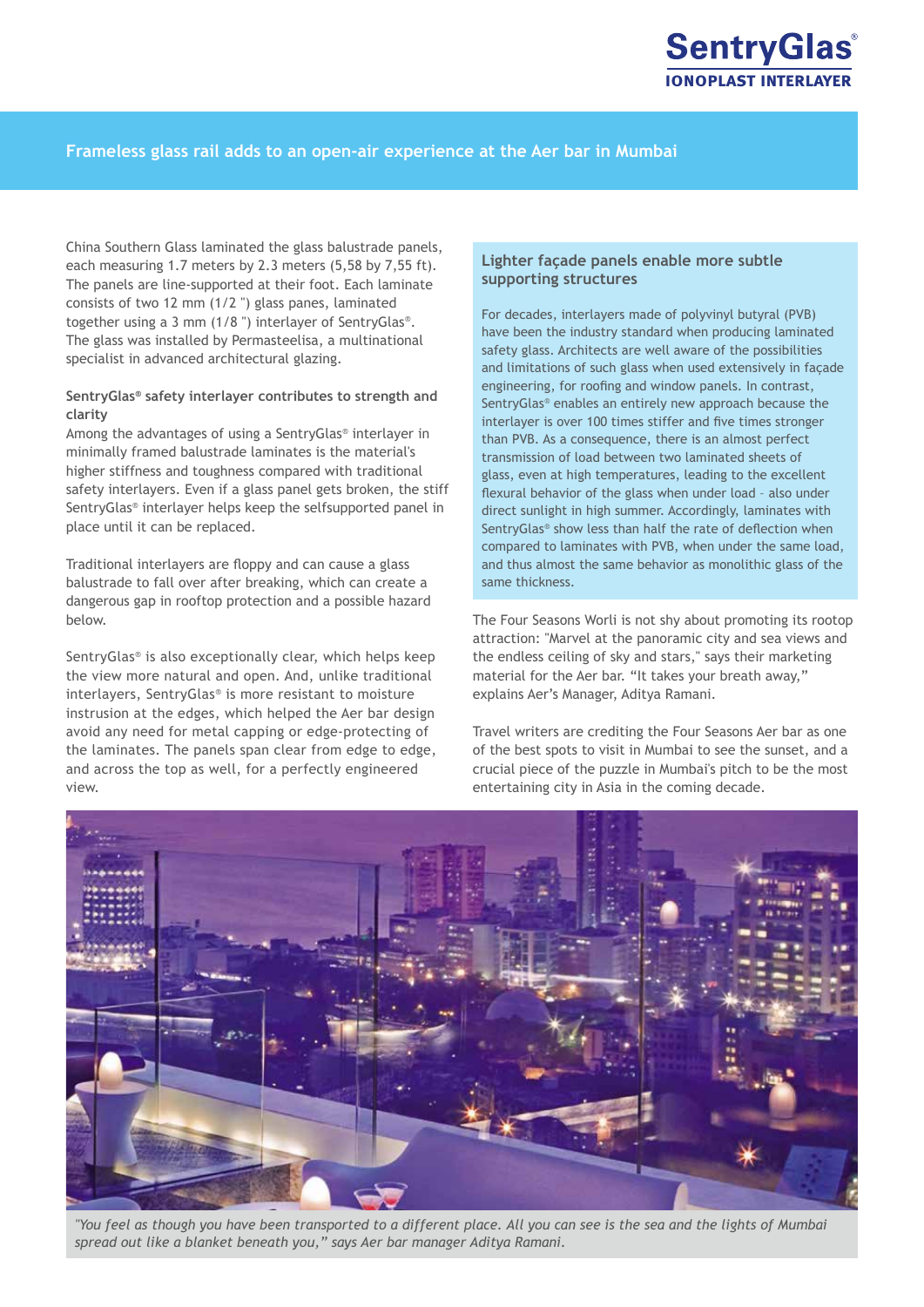## Frameless glass rail adds to an open-air experience at the Aer bar in Mumbai

China Southern Glass laminated the glass balustrade panels, each measuring 1.7 meters by 2.3 meters (5,58 by 7,55 ft). The panels are line-supported at their foot. Each laminate consists of two 12 mm (1/2 ") glass panes, laminated together using a 3 mm (1/8 ") interlayer of SentryGlas®. The glass was installed by Permasteelisa, a multinational specialist in advanced architectural glazing.

**SentryGlas® safety interlayer contributes to strength and clarity**

Among the advantages of using a SentryGlas® interlayer in minimally framed balustrade laminates is the material's higher stiffness and toughness compared with traditional safety interlayers. Even if a glass panel gets broken, the stiff SentryGlas® interlayer helps keep the selfsupported panel in place until it can be replaced.

Traditional interlayers are floppy and can cause a glass balustrade to fall over after breaking, which can create a dangerous gap in rooftop protection and a possible hazard below.

SentryGlas® is also exceptionally clear, which helps keep the view more natural and open. And, unlike traditional interlayers, SentryGlas® is more resistant to moisture instrusion at the edges, which helped the Aer bar design avoid any need for metal capping or edge-protecting of the laminates. The panels span clear from edge to edge, and across the top as well, for a perfectly engineered view.

### Lighter façade panels enable more subtle supporting structures

For decades, interlayers made of polyvinyl butyral (PVB) have been the industry standard when producing laminated safety glass. Architects are well aware of the possibilities and limitations of such glass when used extensively in façade engineering, for roofing and window panels. In contrast, SentryGlas® enables an entirely new approach because the interlayer is over 100 times stiffer and five times stronger than PVB. As a consequence, there is an almost perfect transmission of load between two laminated sheets of glass, even at high temperatures, leading to the excellent flexural behavior of the glass when under load - also under direct sunlight in high summer. Accordingly, laminates with SentryGlas® show less than half the rate of deflection when compared to laminates with PVB, when under the same load, and thus almost the same behavior as monolithic glass of the same thickness.

The Four Seasons Worli is not shy about promoting its rootop attraction: "Marvel at the panoramic city and sea views and the endless ceiling of sky and stars," says their marketing material for the Aer bar. "It takes your breath away," explains Aer's Manager, Aditya Ramani.

Travel writers are crediting the Four Seasons Aer bar as one of the best spots to visit in Mumbai to see the sunset, and a crucial piece of the puzzle in Mumbai's pitch to be the most entertaining city in Asia in the coming decade.

*"You feel as though you have been transported to a different place. All you can see is the sea and the lights of Mumbai spread out like a blanket beneath you," says Aer bar manager Aditya Ramani.*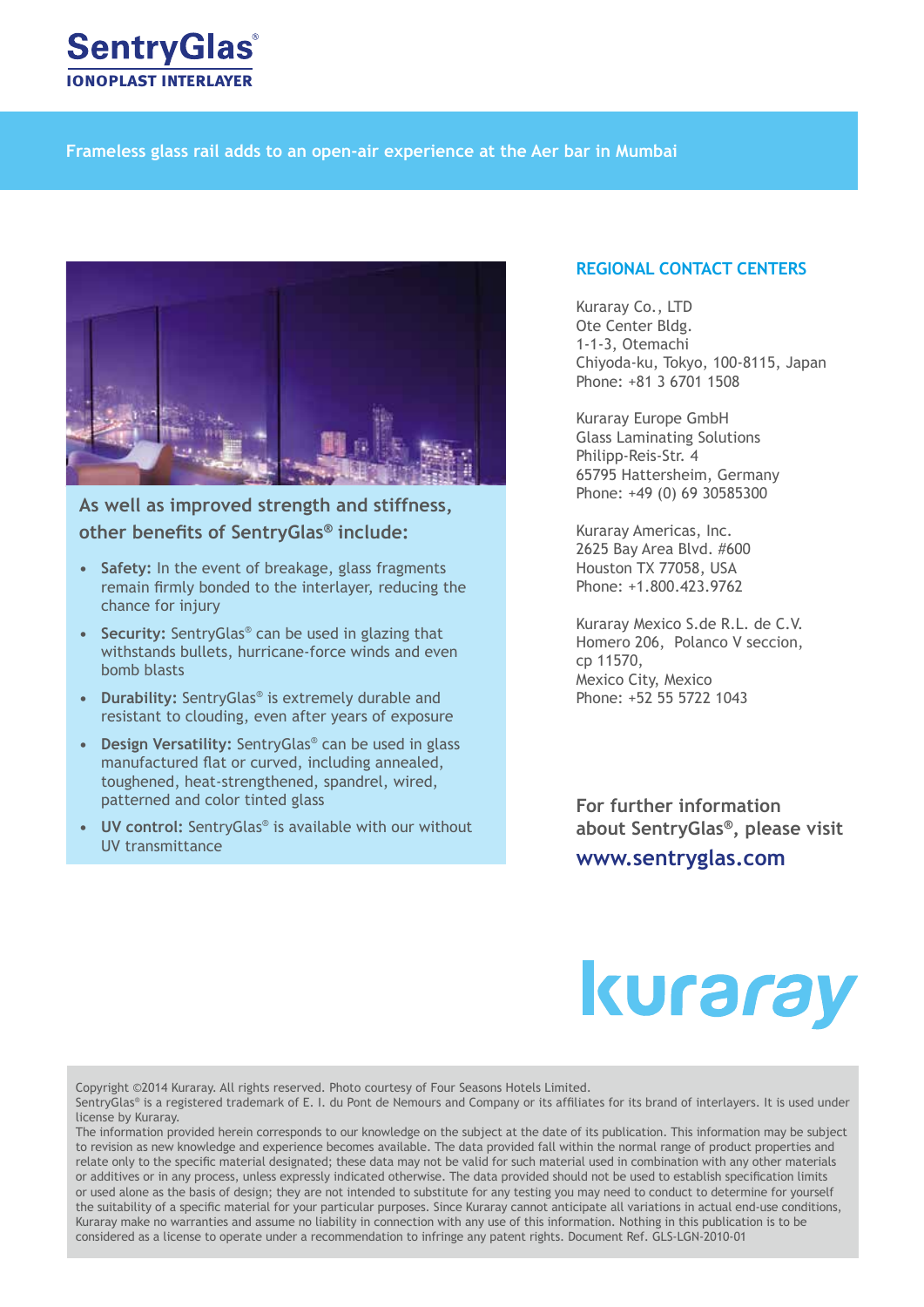SentryGlas®
IONOPLAST INTERLAYER

**Frameless glass rail adds to an open-air experience at the Aer bar in Mumbai**

### As well as improved strength and stiffness, other benefits of SentryGlas® include:

- **Safety:** In the event of breakage, glass fragments remain firmly bonded to the interlayer, reducing the chance for injury
- **Security:** SentryGlas® can be used in glazing that withstands bullets, hurricane-force winds and even bomb blasts
- **Durability:** SentryGlas® is extremely durable and resistant to clouding, even after years of exposure
- **Design Versatility:** SentryGlas® can be used in glass manufactured flat or curved, including annealed, toughened, heat-strengthened, spandrel, wired, patterned and color tinted glass
- **UV control:** SentryGlas® is available with our without UV transmittance

## REGIONAL CONTACT CENTERS

Kuraray Co., LTD
Ote Center Bldg.
1-1-3, Otemachi
Chiyoda-ku, Tokyo, 100-8115, Japan
Phone: +81 3 6701 1508

Kuraray Europe GmbH
Glass Laminating Solutions
Philipp-Reis-Str. 4
65795 Hattersheim, Germany
Phone: +49 (0) 69 30585300

Kuraray Americas, Inc.
2625 Bay Area Blvd. #600
Houston TX 77058, USA
Phone: +1.800.423.9762

Kuraray Mexico S.de R.L. de C.V.
Homero 206, Polanco V seccion,
cp 11570,
Mexico City, Mexico
Phone: +52 55 5722 1043

**For further information about SentryGlas®, please visit**
**www.sentryglas.com**

kuraray

Copyright ©2014 Kuraray. All rights reserved. Photo courtesy of Four Seasons Hotels Limited.
SentryGlas® is a registered trademark of E. I. du Pont de Nemours and Company or its affiliates for its brand of interlayers. It is used under license by Kuraray.
The information provided herein corresponds to our knowledge on the subject at the date of its publication. This information may be subject to revision as new knowledge and experience becomes available. The data provided fall within the normal range of product properties and relate only to the specific material designated; these data may not be valid for such material used in combination with any other materials or additives or in any process, unless expressly indicated otherwise. The data provided should not be used to establish specification limits or used alone as the basis of design; they are not intended to substitute for any testing you may need to conduct to determine for yourself the suitability of a specific material for your particular purposes. Since Kuraray cannot anticipate all variations in actual end-use conditions, Kuraray make no warranties and assume no liability in connection with any use of this information. Nothing in this publication is to be considered as a license to operate under a recommendation to infringe any patent rights. Document Ref. GLS-LGN-2010-01